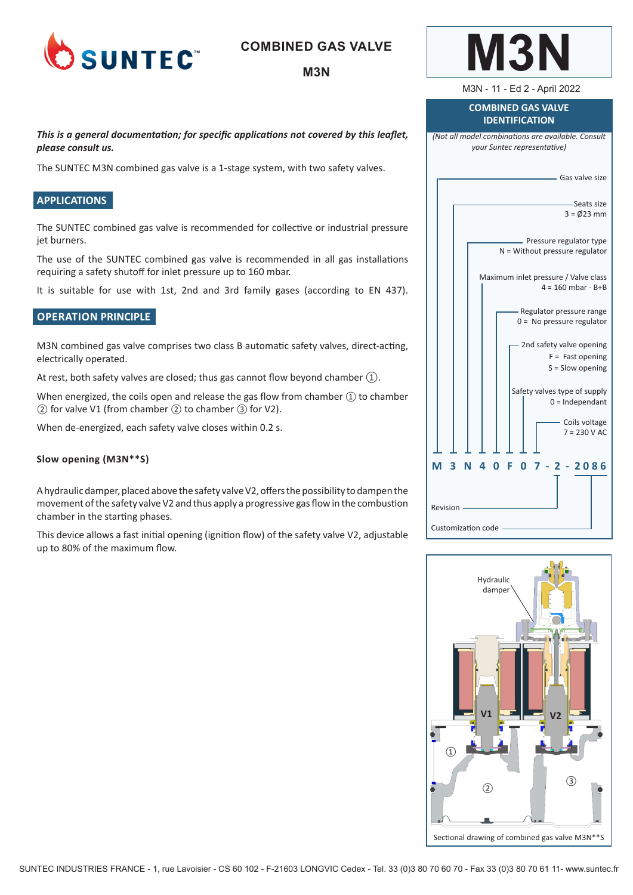# COMBINED GAS VALVE

**M3N**

# M3N

M3N - 11 - Ed 2 - April 2022

***This is a general documentation; for specific applications not covered by this leaflet, please consult us.***

The SUNTEC M3N combined gas valve is a 1-stage system, with two safety valves.

## APPLICATIONS

The SUNTEC combined gas valve is recommended for collective or industrial pressure jet burners.

The use of the SUNTEC combined gas valve is recommended in all gas installations requiring a safety shutoff for inlet pressure up to 160 mbar.

It is suitable for use with 1st, 2nd and 3rd family gases (according to EN 437).

## OPERATION PRINCIPLE

M3N combined gas valve comprises two class B automatic safety valves, direct-acting, electrically operated.

At rest, both safety valves are closed; thus gas cannot flow beyond chamber ①.

When energized, the coils open and release the gas flow from chamber ① to chamber ② for valve V1 (from chamber ② to chamber ③ for V2).

When de-energized, each safety valve closes within 0.2 s.

**Slow opening (M3N**S)**

A hydraulic damper, placed above the safety valve V2, offers the possibility to dampen the movement of the safety valve V2 and thus apply a progressive gas flow in the combustion chamber in the starting phases.

This device allows a fast initial opening (ignition flow) of the safety valve V2, adjustable up to 80% of the maximum flow.

## COMBINED GAS VALVE IDENTIFICATION

*(Not all model combinations are available. Consult your Suntec representative)*

**M 3 N 4 0 F 0 7 - 2 - 2086**

- M: Gas valve size
- 3: Seats size — 3 = Ø23 mm
- N: Pressure regulator type — N = Without pressure regulator
- 4: Maximum inlet pressure / Valve class — 4 = 160 mbar - B+B
- 0: Regulator pressure range — 0 = No pressure regulator
- F: 2nd safety valve opening — F = Fast opening, S = Slow opening
- 0: Safety valves type of supply — 0 = Independant
- 7: Coils voltage — 7 = 230 V AC
- 2: Revision
- 2086: Customization code

Hydraulic damper

V1 V2 ① ② ③

Sectional drawing of combined gas valve M3N**S

SUNTEC INDUSTRIES FRANCE - 1, rue Lavoisier - CS 60 102 - F-21603 LONGVIC Cedex - Tel. 33 (0)3 80 70 60 70 - Fax 33 (0)3 80 70 61 11- www.suntec.fr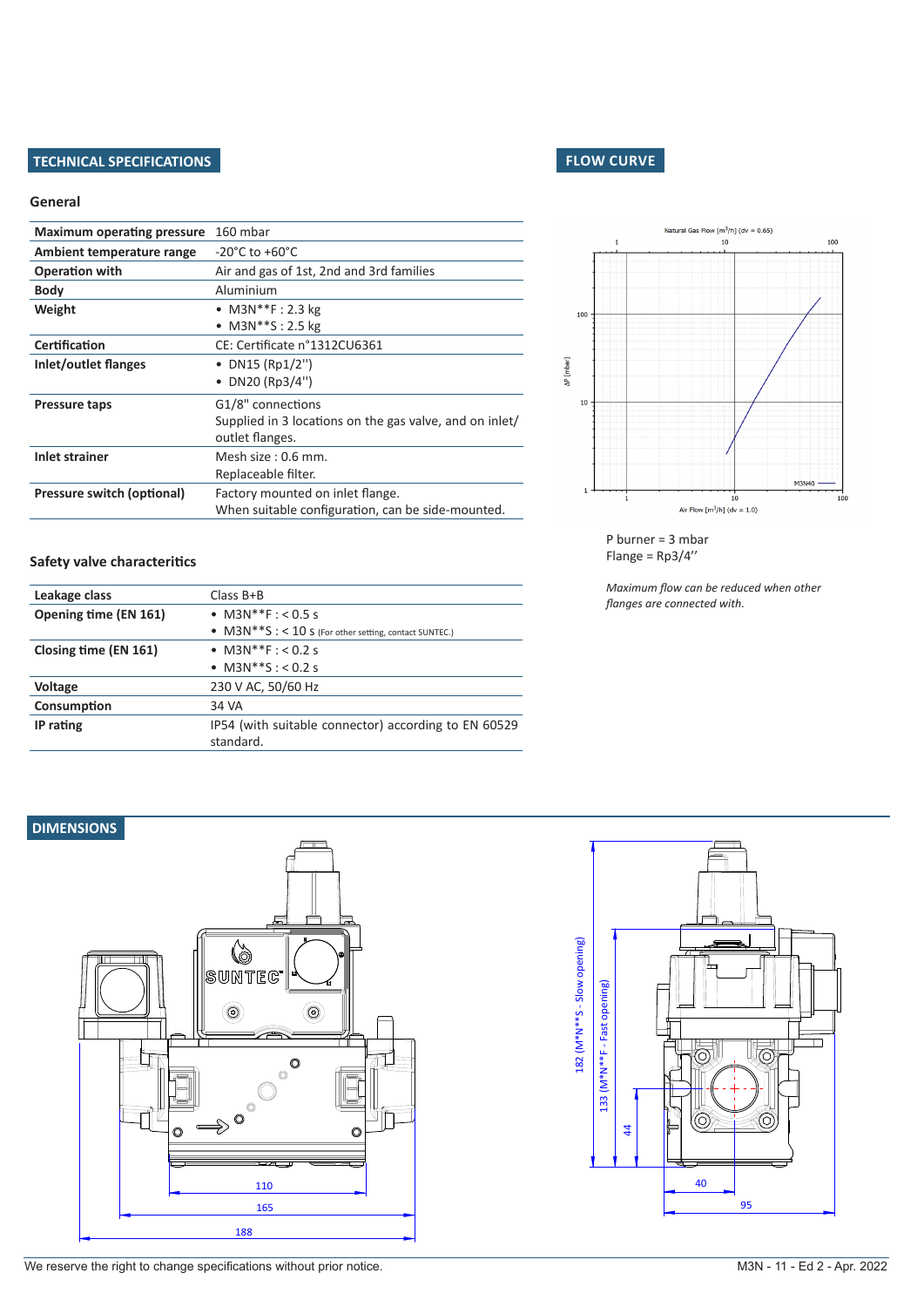## TECHNICAL SPECIFICATIONS

### General

| | |
|---|---|
| **Maximum operating pressure** | 160 mbar |
| **Ambient temperature range** | -20°C to +60°C |
| **Operation with** | Air and gas of 1st, 2nd and 3rd families |
| **Body** | Aluminium |
| **Weight** | • M3N**F : 2.3 kg<br>• M3N**S : 2.5 kg |
| **Certification** | CE: Certificate n°1312CU6361 |
| **Inlet/outlet flanges** | • DN15 (Rp1/2'')<br>• DN20 (Rp3/4'') |
| **Pressure taps** | G1/8" connections<br>Supplied in 3 locations on the gas valve, and on inlet/ outlet flanges. |
| **Inlet strainer** | Mesh size : 0.6 mm.<br>Replaceable filter. |
| **Pressure switch (optional)** | Factory mounted on inlet flange.<br>When suitable configuration, can be side-mounted. |

### Safety valve characteritics

| | |
|---|---|
| **Leakage class** | Class B+B |
| **Opening time (EN 161)** | • M3N**F : < 0.5 s<br>• M3N**S : < 10 s (For other setting, contact SUNTEC.) |
| **Closing time (EN 161)** | • M3N**F : < 0.2 s<br>• M3N**S : < 0.2 s |
| **Voltage** | 230 V AC, 50/60 Hz |
| **Consumption** | 34 VA |
| **IP rating** | IP54 (with suitable connector) according to EN 60529 standard. |

## FLOW CURVE

Natural Gas Flow [m³/h] (dv = 0.65)
1
10
100
100
10
1
ΔP [mbar]
M3N40
1
10
100
Air Flow [m³/h] (dv = 1.0)

P burner = 3 mbar
Flange = Rp3/4''

*Maximum flow can be reduced when other flanges are connected with.*

## DIMENSIONS

SUNTEC
110
165
188
182 (M*N**S - Slow opening)
133 (M*N**F - Fast opening)
44
40
95

We reserve the right to change specifications without prior notice.

M3N - 11 - Ed 2 - Apr. 2022